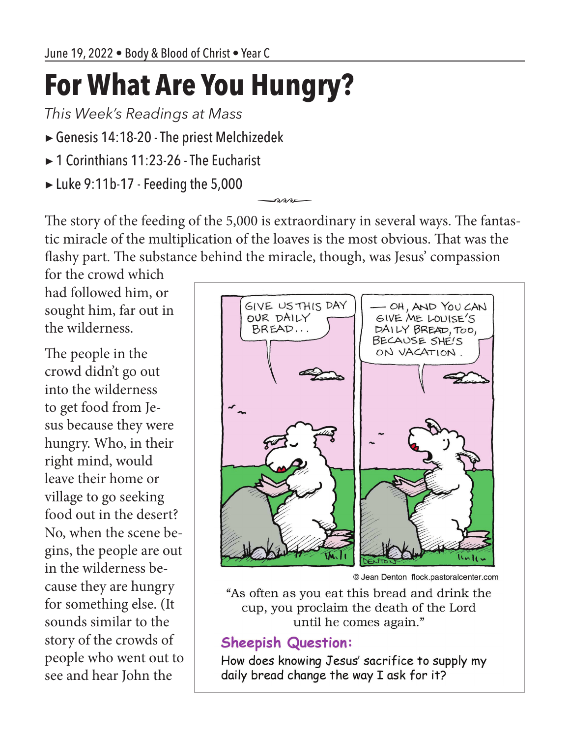June 19, 2022 • Body & Blood of Christ • Year C

# For What Are You Hungry?

*This Week's Readings at Mass*

- ▸ Genesis 14:18-20 - The priest Melchizedek
- ▸ 1 Corinthians 11:23-26 - The Eucharist
- ▸ Luke 9:11b-17 - Feeding the 5,000

The story of the feeding of the 5,000 is extraordinary in several ways. The fantastic miracle of the multiplication of the loaves is the most obvious. That was the flashy part. The substance behind the miracle, though, was Jesus' compassion for the crowd which had followed him, or sought him, far out in the wilderness.

The people in the crowd didn't go out into the wilderness to get food from Jesus because they were hungry. Who, in their right mind, would leave their home or village to go seeking food out in the desert? No, when the scene begins, the people are out in the wilderness because they are hungry for something else. (It sounds similar to the story of the crowds of people who went out to see and hear John the

© Jean Denton flock.pastoralcenter.com

"As often as you eat this bread and drink the cup, you proclaim the death of the Lord until he comes again."

**Sheepish Question:**

How does knowing Jesus' sacrifice to supply my daily bread change the way I ask for it?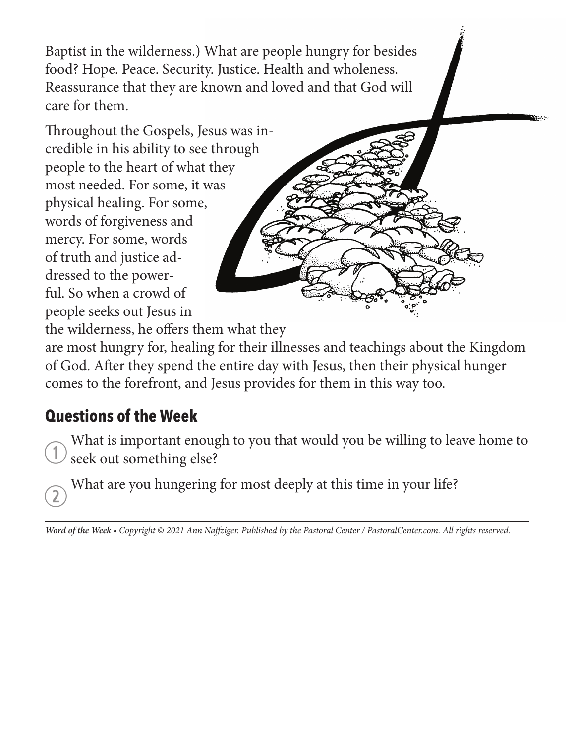Baptist in the wilderness.) What are people hungry for besides food? Hope. Peace. Security. Justice. Health and wholeness. Reassurance that they are known and loved and that God will care for them.

Throughout the Gospels, Jesus was incredible in his ability to see through people to the heart of what they most needed. For some, it was physical healing. For some, words of forgiveness and mercy. For some, words of truth and justice addressed to the powerful. So when a crowd of people seeks out Jesus in the wilderness, he offers them what they are most hungry for, healing for their illnesses and teachings about the Kingdom of God. After they spend the entire day with Jesus, then their physical hunger comes to the forefront, and Jesus provides for them in this way too.

## Questions of the Week

1. What is important enough to you that would you be willing to leave home to seek out something else?
2. What are you hungering for most deeply at this time in your life?

---

*Word of the Week • Copyright © 2021 Ann Naffziger. Published by the Pastoral Center / PastoralCenter.com. All rights reserved.*